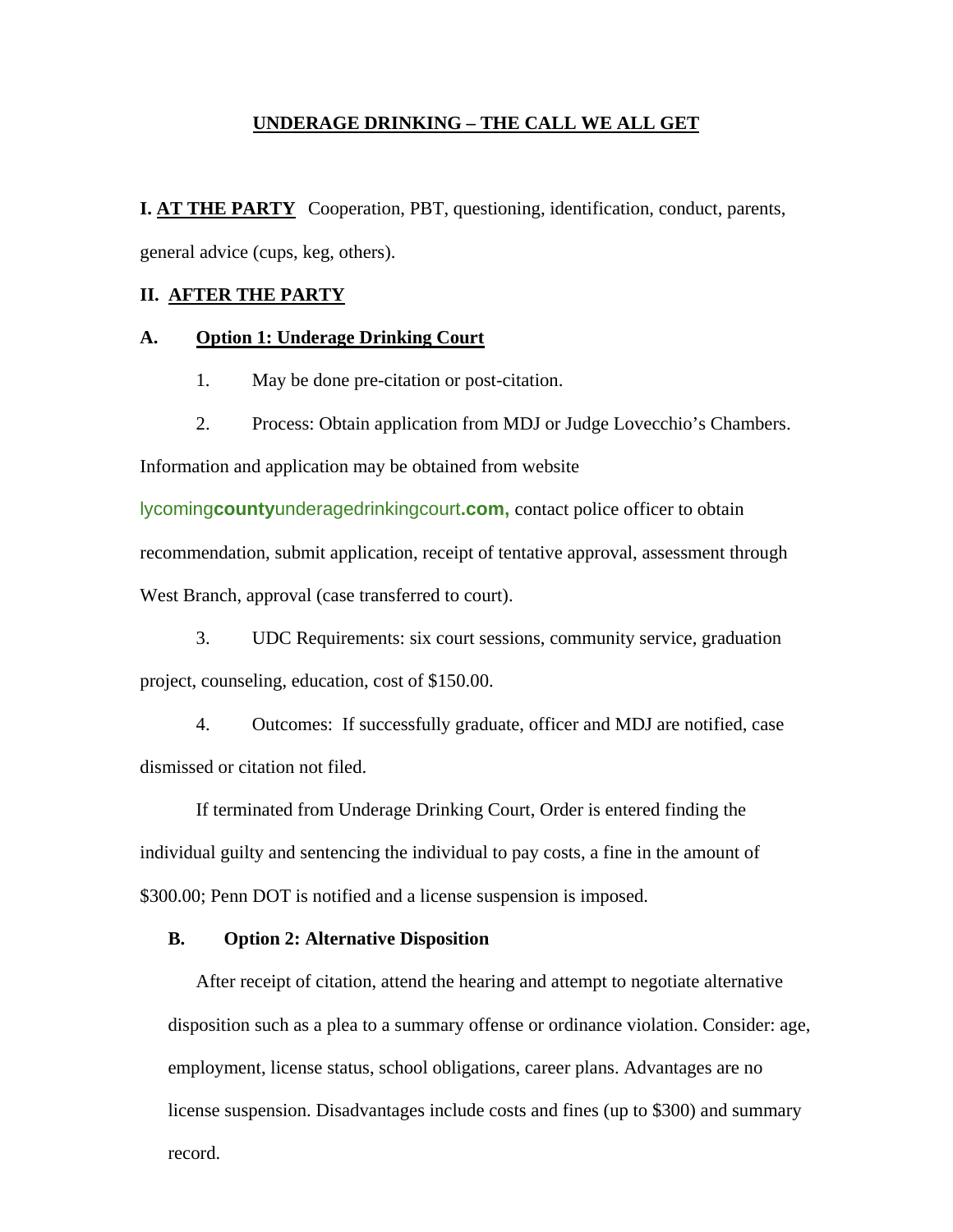# UNDERAGE DRINKING – THE CALL WE ALL GET

**I. AT THE PARTY** Cooperation, PBT, questioning, identification, conduct, parents, general advice (cups, keg, others).

## II. AFTER THE PARTY

### A. Option 1: Underage Drinking Court

1. May be done pre-citation or post-citation.

2. Process: Obtain application from MDJ or Judge Lovecchio's Chambers. Information and application may be obtained from website lycoming**county**underagedrinkingcourt**.com,** contact police officer to obtain recommendation, submit application, receipt of tentative approval, assessment through West Branch, approval (case transferred to court).

3. UDC Requirements: six court sessions, community service, graduation project, counseling, education, cost of $150.00.

4. Outcomes: If successfully graduate, officer and MDJ are notified, case dismissed or citation not filed.

   If terminated from Underage Drinking Court, Order is entered finding the individual guilty and sentencing the individual to pay costs, a fine in the amount of $300.00; Penn DOT is notified and a license suspension is imposed.

### B. Option 2: Alternative Disposition

After receipt of citation, attend the hearing and attempt to negotiate alternative disposition such as a plea to a summary offense or ordinance violation. Consider: age, employment, license status, school obligations, career plans. Advantages are no license suspension. Disadvantages include costs and fines (up to $300) and summary record.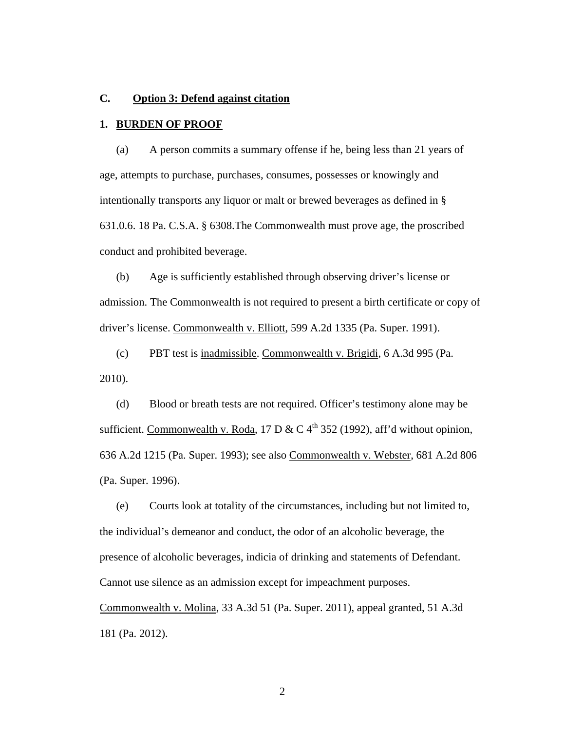### C. <u>Option 3: Defend against citation</u>

#### 1. <u>BURDEN OF PROOF</u>

(a) A person commits a summary offense if he, being less than 21 years of age, attempts to purchase, purchases, consumes, possesses or knowingly and intentionally transports any liquor or malt or brewed beverages as defined in § 631.0.6. 18 Pa. C.S.A. § 6308.The Commonwealth must prove age, the proscribed conduct and prohibited beverage.

(b) Age is sufficiently established through observing driver's license or admission. The Commonwealth is not required to present a birth certificate or copy of driver's license. <u>Commonwealth v. Elliott</u>, 599 A.2d 1335 (Pa. Super. 1991).

(c) PBT test is <u>inadmissible</u>. <u>Commonwealth v. Brigidi</u>, 6 A.3d 995 (Pa. 2010).

(d) Blood or breath tests are not required. Officer's testimony alone may be sufficient. <u>Commonwealth v. Roda</u>, 17 D & C 4th 352 (1992), aff'd without opinion, 636 A.2d 1215 (Pa. Super. 1993); see also <u>Commonwealth v. Webster</u>, 681 A.2d 806 (Pa. Super. 1996).

(e) Courts look at totality of the circumstances, including but not limited to, the individual's demeanor and conduct, the odor of an alcoholic beverage, the presence of alcoholic beverages, indicia of drinking and statements of Defendant. Cannot use silence as an admission except for impeachment purposes. <u>Commonwealth v. Molina</u>, 33 A.3d 51 (Pa. Super. 2011), appeal granted, 51 A.3d 181 (Pa. 2012).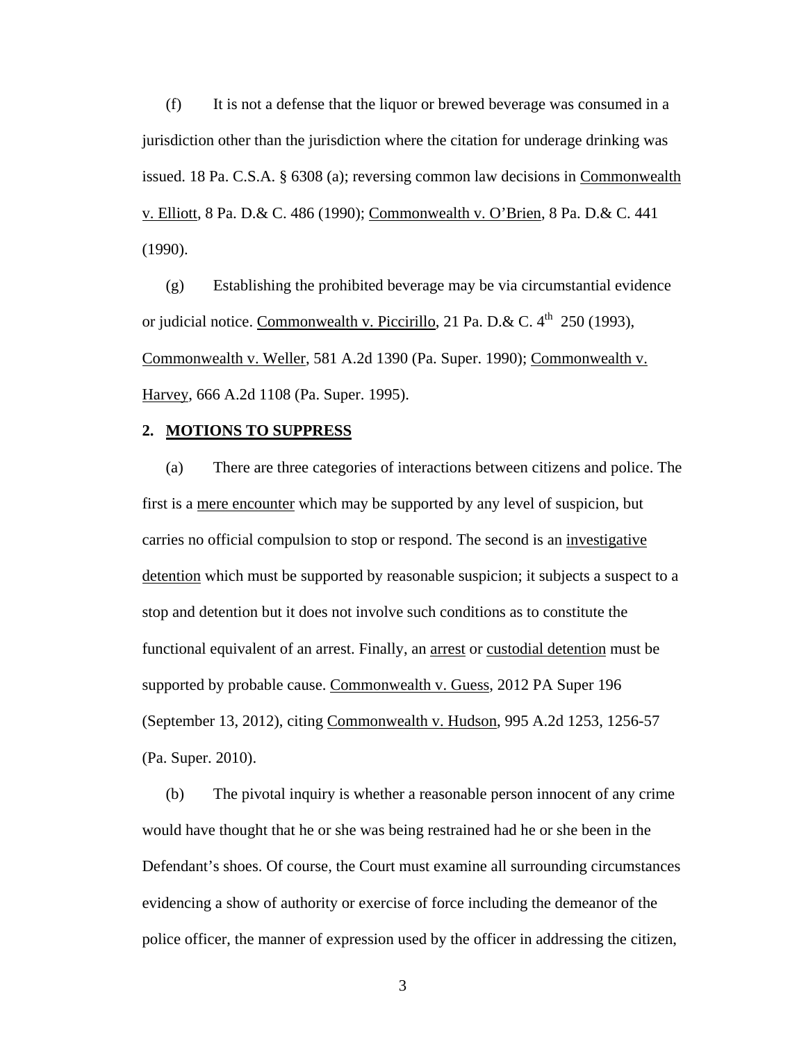(f) It is not a defense that the liquor or brewed beverage was consumed in a jurisdiction other than the jurisdiction where the citation for underage drinking was issued. 18 Pa. C.S.A. § 6308 (a); reversing common law decisions in Commonwealth v. Elliott, 8 Pa. D.& C. 486 (1990); Commonwealth v. O'Brien, 8 Pa. D.& C. 441 (1990).

(g) Establishing the prohibited beverage may be via circumstantial evidence or judicial notice. Commonwealth v. Piccirillo, 21 Pa. D.& C. 4th 250 (1993), Commonwealth v. Weller, 581 A.2d 1390 (Pa. Super. 1990); Commonwealth v. Harvey, 666 A.2d 1108 (Pa. Super. 1995).

## 2. MOTIONS TO SUPPRESS

(a) There are three categories of interactions between citizens and police. The first is a mere encounter which may be supported by any level of suspicion, but carries no official compulsion to stop or respond. The second is an investigative detention which must be supported by reasonable suspicion; it subjects a suspect to a stop and detention but it does not involve such conditions as to constitute the functional equivalent of an arrest. Finally, an arrest or custodial detention must be supported by probable cause. Commonwealth v. Guess, 2012 PA Super 196 (September 13, 2012), citing Commonwealth v. Hudson, 995 A.2d 1253, 1256-57 (Pa. Super. 2010).

(b) The pivotal inquiry is whether a reasonable person innocent of any crime would have thought that he or she was being restrained had he or she been in the Defendant's shoes. Of course, the Court must examine all surrounding circumstances evidencing a show of authority or exercise of force including the demeanor of the police officer, the manner of expression used by the officer in addressing the citizen,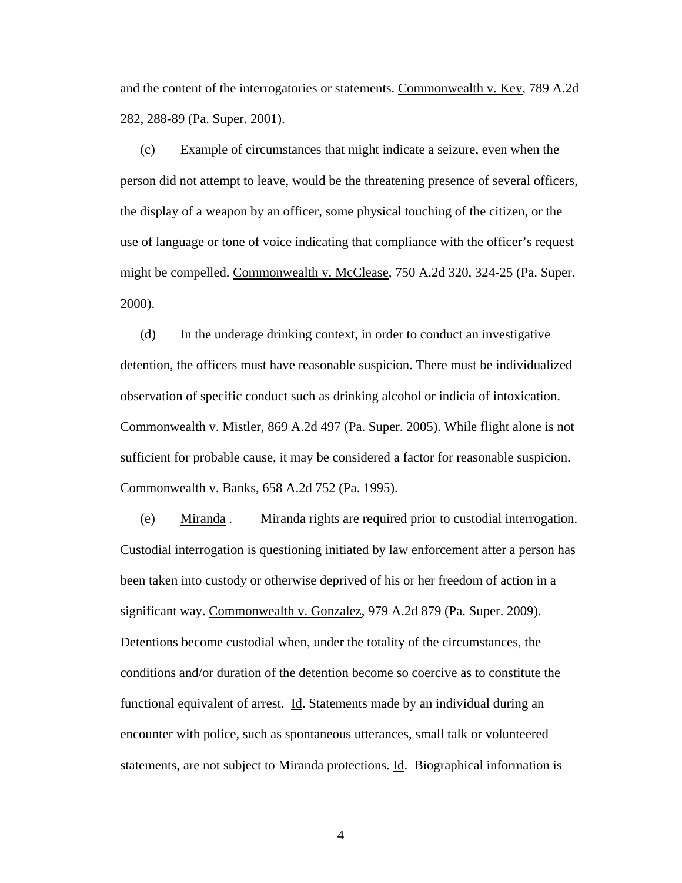and the content of the interrogatories or statements. Commonwealth v. Key, 789 A.2d 282, 288-89 (Pa. Super. 2001).

(c) Example of circumstances that might indicate a seizure, even when the person did not attempt to leave, would be the threatening presence of several officers, the display of a weapon by an officer, some physical touching of the citizen, or the use of language or tone of voice indicating that compliance with the officer's request might be compelled. Commonwealth v. McClease, 750 A.2d 320, 324-25 (Pa. Super. 2000).

(d) In the underage drinking context, in order to conduct an investigative detention, the officers must have reasonable suspicion. There must be individualized observation of specific conduct such as drinking alcohol or indicia of intoxication. Commonwealth v. Mistler, 869 A.2d 497 (Pa. Super. 2005). While flight alone is not sufficient for probable cause, it may be considered a factor for reasonable suspicion. Commonwealth v. Banks, 658 A.2d 752 (Pa. 1995).

(e) Miranda . Miranda rights are required prior to custodial interrogation. Custodial interrogation is questioning initiated by law enforcement after a person has been taken into custody or otherwise deprived of his or her freedom of action in a significant way. Commonwealth v. Gonzalez, 979 A.2d 879 (Pa. Super. 2009). Detentions become custodial when, under the totality of the circumstances, the conditions and/or duration of the detention become so coercive as to constitute the functional equivalent of arrest. Id. Statements made by an individual during an encounter with police, such as spontaneous utterances, small talk or volunteered statements, are not subject to Miranda protections. Id. Biographical information is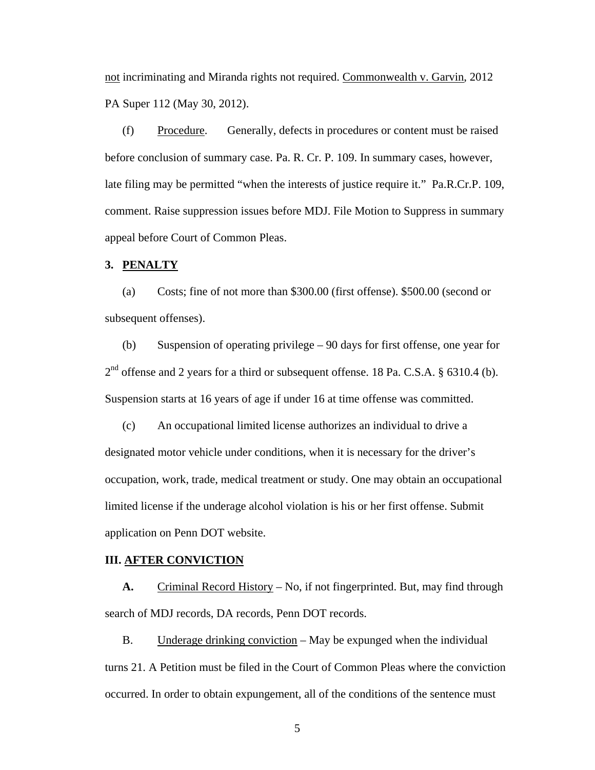not incriminating and Miranda rights not required. Commonwealth v. Garvin, 2012 PA Super 112 (May 30, 2012).

(f) Procedure. Generally, defects in procedures or content must be raised before conclusion of summary case. Pa. R. Cr. P. 109. In summary cases, however, late filing may be permitted "when the interests of justice require it." Pa.R.Cr.P. 109, comment. Raise suppression issues before MDJ. File Motion to Suppress in summary appeal before Court of Common Pleas.

**3. PENALTY**

(a) Costs; fine of not more than $300.00 (first offense). $500.00 (second or subsequent offenses).

(b) Suspension of operating privilege – 90 days for first offense, one year for 2nd offense and 2 years for a third or subsequent offense. 18 Pa. C.S.A. § 6310.4 (b). Suspension starts at 16 years of age if under 16 at time offense was committed.

(c) An occupational limited license authorizes an individual to drive a designated motor vehicle under conditions, when it is necessary for the driver's occupation, work, trade, medical treatment or study. One may obtain an occupational limited license if the underage alcohol violation is his or her first offense. Submit application on Penn DOT website.

## III. AFTER CONVICTION

**A.** Criminal Record History – No, if not fingerprinted. But, may find through search of MDJ records, DA records, Penn DOT records.

B. Underage drinking conviction – May be expunged when the individual turns 21. A Petition must be filed in the Court of Common Pleas where the conviction occurred. In order to obtain expungement, all of the conditions of the sentence must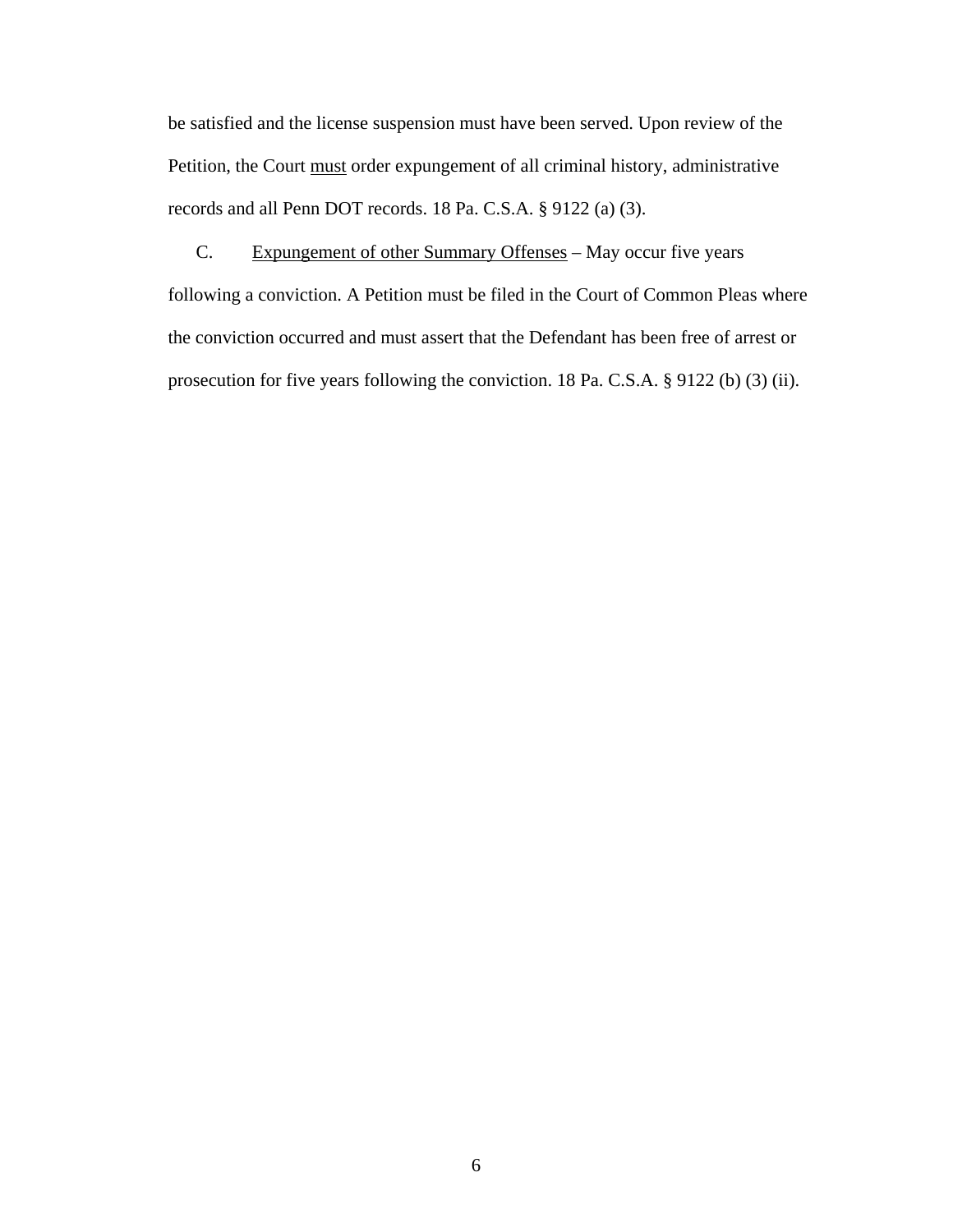be satisfied and the license suspension must have been served. Upon review of the Petition, the Court <u>must</u> order expungement of all criminal history, administrative records and all Penn DOT records. 18 Pa. C.S.A. § 9122 (a) (3).

C. <u>Expungement of other Summary Offenses</u> – May occur five years following a conviction. A Petition must be filed in the Court of Common Pleas where the conviction occurred and must assert that the Defendant has been free of arrest or prosecution for five years following the conviction. 18 Pa. C.S.A. § 9122 (b) (3) (ii).